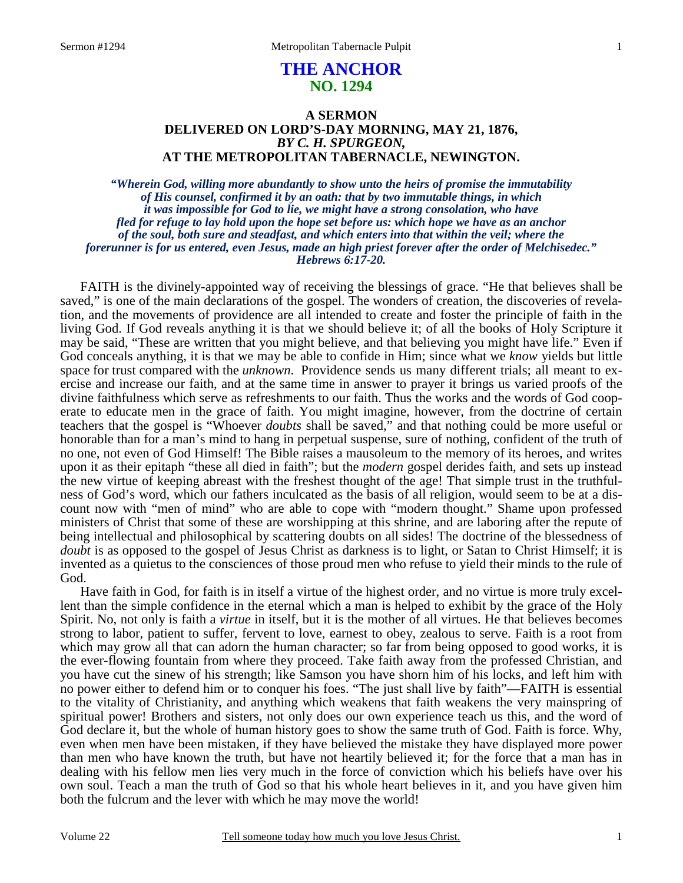# THE ANCHOR
## NO. 1294

### A SERMON
### DELIVERED ON LORD'S-DAY MORNING, MAY 21, 1876,
### *BY C. H. SPURGEON,*
### AT THE METROPOLITAN TABERNACLE, NEWINGTON.

***"Wherein God, willing more abundantly to show unto the heirs of promise the immutability of His counsel, confirmed it by an oath: that by two immutable things, in which it was impossible for God to lie, we might have a strong consolation, who have fled for refuge to lay hold upon the hope set before us: which hope we have as an anchor of the soul, both sure and steadfast, and which enters into that within the veil; where the forerunner is for us entered, even Jesus, made an high priest forever after the order of Melchisedec." Hebrews 6:17-20.***

FAITH is the divinely-appointed way of receiving the blessings of grace. "He that believes shall be saved," is one of the main declarations of the gospel. The wonders of creation, the discoveries of revelation, and the movements of providence are all intended to create and foster the principle of faith in the living God. If God reveals anything it is that we should believe it; of all the books of Holy Scripture it may be said, "These are written that you might believe, and that believing you might have life." Even if God conceals anything, it is that we may be able to confide in Him; since what we *know* yields but little space for trust compared with the *unknown.* Providence sends us many different trials; all meant to exercise and increase our faith, and at the same time in answer to prayer it brings us varied proofs of the divine faithfulness which serve as refreshments to our faith. Thus the works and the words of God cooperate to educate men in the grace of faith. You might imagine, however, from the doctrine of certain teachers that the gospel is "Whoever *doubts* shall be saved," and that nothing could be more useful or honorable than for a man's mind to hang in perpetual suspense, sure of nothing, confident of the truth of no one, not even of God Himself! The Bible raises a mausoleum to the memory of its heroes, and writes upon it as their epitaph "these all died in faith"; but the *modern* gospel derides faith, and sets up instead the new virtue of keeping abreast with the freshest thought of the age! That simple trust in the truthfulness of God's word, which our fathers inculcated as the basis of all religion, would seem to be at a discount now with "men of mind" who are able to cope with "modern thought." Shame upon professed ministers of Christ that some of these are worshipping at this shrine, and are laboring after the repute of being intellectual and philosophical by scattering doubts on all sides! The doctrine of the blessedness of *doubt* is as opposed to the gospel of Jesus Christ as darkness is to light, or Satan to Christ Himself; it is invented as a quietus to the consciences of those proud men who refuse to yield their minds to the rule of God.

Have faith in God, for faith is in itself a virtue of the highest order, and no virtue is more truly excellent than the simple confidence in the eternal which a man is helped to exhibit by the grace of the Holy Spirit. No, not only is faith a *virtue* in itself, but it is the mother of all virtues. He that believes becomes strong to labor, patient to suffer, fervent to love, earnest to obey, zealous to serve. Faith is a root from which may grow all that can adorn the human character; so far from being opposed to good works, it is the ever-flowing fountain from where they proceed. Take faith away from the professed Christian, and you have cut the sinew of his strength; like Samson you have shorn him of his locks, and left him with no power either to defend him or to conquer his foes. "The just shall live by faith"—FAITH is essential to the vitality of Christianity, and anything which weakens that faith weakens the very mainspring of spiritual power! Brothers and sisters, not only does our own experience teach us this, and the word of God declare it, but the whole of human history goes to show the same truth of God. Faith is force. Why, even when men have been mistaken, if they have believed the mistake they have displayed more power than men who have known the truth, but have not heartily believed it; for the force that a man has in dealing with his fellow men lies very much in the force of conviction which his beliefs have over his own soul. Teach a man the truth of God so that his whole heart believes in it, and you have given him both the fulcrum and the lever with which he may move the world!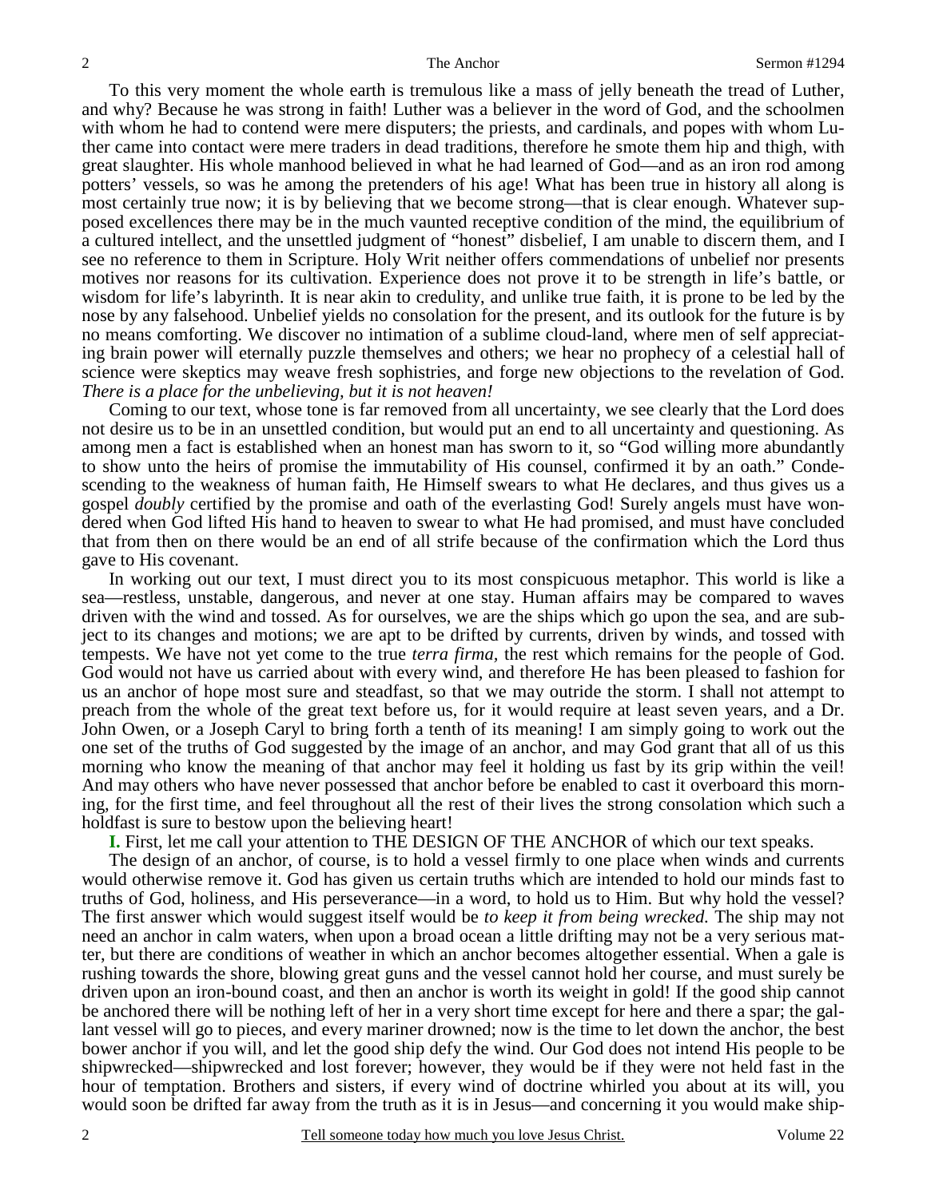To this very moment the whole earth is tremulous like a mass of jelly beneath the tread of Luther, and why? Because he was strong in faith! Luther was a believer in the word of God, and the schoolmen with whom he had to contend were mere disputers; the priests, and cardinals, and popes with whom Luther came into contact were mere traders in dead traditions, therefore he smote them hip and thigh, with great slaughter. His whole manhood believed in what he had learned of God—and as an iron rod among potters' vessels, so was he among the pretenders of his age! What has been true in history all along is most certainly true now; it is by believing that we become strong—that is clear enough. Whatever supposed excellences there may be in the much vaunted receptive condition of the mind, the equilibrium of a cultured intellect, and the unsettled judgment of "honest" disbelief, I am unable to discern them, and I see no reference to them in Scripture. Holy Writ neither offers commendations of unbelief nor presents motives nor reasons for its cultivation. Experience does not prove it to be strength in life's battle, or wisdom for life's labyrinth. It is near akin to credulity, and unlike true faith, it is prone to be led by the nose by any falsehood. Unbelief yields no consolation for the present, and its outlook for the future is by no means comforting. We discover no intimation of a sublime cloud-land, where men of self appreciating brain power will eternally puzzle themselves and others; we hear no prophecy of a celestial hall of science were skeptics may weave fresh sophistries, and forge new objections to the revelation of God. *There is a place for the unbelieving, but it is not heaven!*

Coming to our text, whose tone is far removed from all uncertainty, we see clearly that the Lord does not desire us to be in an unsettled condition, but would put an end to all uncertainty and questioning. As among men a fact is established when an honest man has sworn to it, so "God willing more abundantly to show unto the heirs of promise the immutability of His counsel, confirmed it by an oath." Condescending to the weakness of human faith, He Himself swears to what He declares, and thus gives us a gospel *doubly* certified by the promise and oath of the everlasting God! Surely angels must have wondered when God lifted His hand to heaven to swear to what He had promised, and must have concluded that from then on there would be an end of all strife because of the confirmation which the Lord thus gave to His covenant.

In working out our text, I must direct you to its most conspicuous metaphor. This world is like a sea—restless, unstable, dangerous, and never at one stay. Human affairs may be compared to waves driven with the wind and tossed. As for ourselves, we are the ships which go upon the sea, and are subject to its changes and motions; we are apt to be drifted by currents, driven by winds, and tossed with tempests. We have not yet come to the true *terra firma*, the rest which remains for the people of God. God would not have us carried about with every wind, and therefore He has been pleased to fashion for us an anchor of hope most sure and steadfast, so that we may outride the storm. I shall not attempt to preach from the whole of the great text before us, for it would require at least seven years, and a Dr. John Owen, or a Joseph Caryl to bring forth a tenth of its meaning! I am simply going to work out the one set of the truths of God suggested by the image of an anchor, and may God grant that all of us this morning who know the meaning of that anchor may feel it holding us fast by its grip within the veil! And may others who have never possessed that anchor before be enabled to cast it overboard this morning, for the first time, and feel throughout all the rest of their lives the strong consolation which such a holdfast is sure to bestow upon the believing heart!

**I.** First, let me call your attention to THE DESIGN OF THE ANCHOR of which our text speaks.

The design of an anchor, of course, is to hold a vessel firmly to one place when winds and currents would otherwise remove it. God has given us certain truths which are intended to hold our minds fast to truths of God, holiness, and His perseverance—in a word, to hold us to Him. But why hold the vessel? The first answer which would suggest itself would be *to keep it from being wrecked.* The ship may not need an anchor in calm waters, when upon a broad ocean a little drifting may not be a very serious matter, but there are conditions of weather in which an anchor becomes altogether essential. When a gale is rushing towards the shore, blowing great guns and the vessel cannot hold her course, and must surely be driven upon an iron-bound coast, and then an anchor is worth its weight in gold! If the good ship cannot be anchored there will be nothing left of her in a very short time except for here and there a spar; the gallant vessel will go to pieces, and every mariner drowned; now is the time to let down the anchor, the best bower anchor if you will, and let the good ship defy the wind. Our God does not intend His people to be shipwrecked—shipwrecked and lost forever; however, they would be if they were not held fast in the hour of temptation. Brothers and sisters, if every wind of doctrine whirled you about at its will, you would soon be drifted far away from the truth as it is in Jesus—and concerning it you would make ship-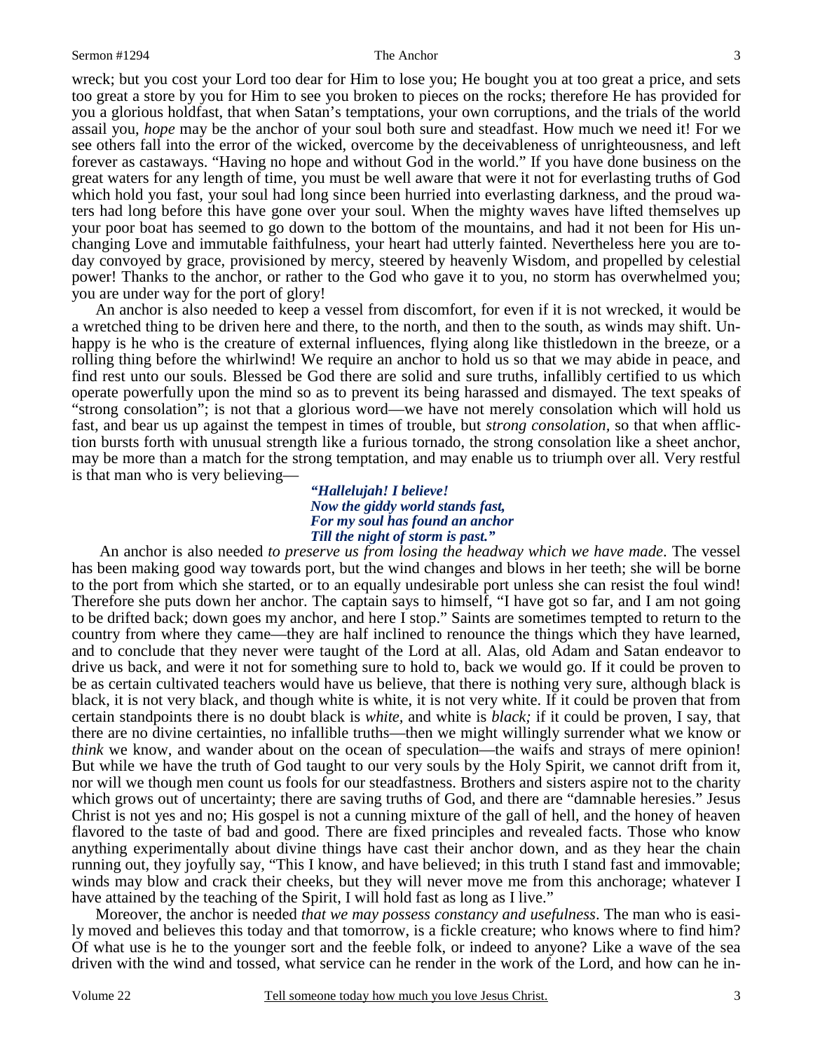wreck; but you cost your Lord too dear for Him to lose you; He bought you at too great a price, and sets too great a store by you for Him to see you broken to pieces on the rocks; therefore He has provided for you a glorious holdfast, that when Satan's temptations, your own corruptions, and the trials of the world assail you, *hope* may be the anchor of your soul both sure and steadfast. How much we need it! For we see others fall into the error of the wicked, overcome by the deceivableness of unrighteousness, and left forever as castaways. "Having no hope and without God in the world." If you have done business on the great waters for any length of time, you must be well aware that were it not for everlasting truths of God which hold you fast, your soul had long since been hurried into everlasting darkness, and the proud waters had long before this have gone over your soul. When the mighty waves have lifted themselves up your poor boat has seemed to go down to the bottom of the mountains, and had it not been for His unchanging Love and immutable faithfulness, your heart had utterly fainted. Nevertheless here you are today convoyed by grace, provisioned by mercy, steered by heavenly Wisdom, and propelled by celestial power! Thanks to the anchor, or rather to the God who gave it to you, no storm has overwhelmed you; you are under way for the port of glory!

An anchor is also needed to keep a vessel from discomfort, for even if it is not wrecked, it would be a wretched thing to be driven here and there, to the north, and then to the south, as winds may shift. Unhappy is he who is the creature of external influences, flying along like thistledown in the breeze, or a rolling thing before the whirlwind! We require an anchor to hold us so that we may abide in peace, and find rest unto our souls. Blessed be God there are solid and sure truths, infallibly certified to us which operate powerfully upon the mind so as to prevent its being harassed and dismayed. The text speaks of "strong consolation"; is not that a glorious word—we have not merely consolation which will hold us fast, and bear us up against the tempest in times of trouble, but *strong consolation,* so that when affliction bursts forth with unusual strength like a furious tornado, the strong consolation like a sheet anchor, may be more than a match for the strong temptation, and may enable us to triumph over all. Very restful is that man who is very believing—

> ***"Hallelujah! I believe!***
> ***Now the giddy world stands fast,***
> ***For my soul has found an anchor***
> ***Till the night of storm is past."***

An anchor is also needed *to preserve us from losing the headway which we have made*. The vessel has been making good way towards port, but the wind changes and blows in her teeth; she will be borne to the port from which she started, or to an equally undesirable port unless she can resist the foul wind! Therefore she puts down her anchor. The captain says to himself, "I have got so far, and I am not going to be drifted back; down goes my anchor, and here I stop." Saints are sometimes tempted to return to the country from where they came—they are half inclined to renounce the things which they have learned, and to conclude that they never were taught of the Lord at all. Alas, old Adam and Satan endeavor to drive us back, and were it not for something sure to hold to, back we would go. If it could be proven to be as certain cultivated teachers would have us believe, that there is nothing very sure, although black is black, it is not very black, and though white is white, it is not very white. If it could be proven that from certain standpoints there is no doubt black is *white,* and white is *black;* if it could be proven, I say, that there are no divine certainties, no infallible truths—then we might willingly surrender what we know or *think* we know, and wander about on the ocean of speculation—the waifs and strays of mere opinion! But while we have the truth of God taught to our very souls by the Holy Spirit, we cannot drift from it, nor will we though men count us fools for our steadfastness. Brothers and sisters aspire not to the charity which grows out of uncertainty; there are saving truths of God, and there are "damnable heresies." Jesus Christ is not yes and no; His gospel is not a cunning mixture of the gall of hell, and the honey of heaven flavored to the taste of bad and good. There are fixed principles and revealed facts. Those who know anything experimentally about divine things have cast their anchor down, and as they hear the chain running out, they joyfully say, "This I know, and have believed; in this truth I stand fast and immovable; winds may blow and crack their cheeks, but they will never move me from this anchorage; whatever I have attained by the teaching of the Spirit, I will hold fast as long as I live."

Moreover, the anchor is needed *that we may possess constancy and usefulness*. The man who is easily moved and believes this today and that tomorrow, is a fickle creature; who knows where to find him? Of what use is he to the younger sort and the feeble folk, or indeed to anyone? Like a wave of the sea driven with the wind and tossed, what service can he render in the work of the Lord, and how can he in-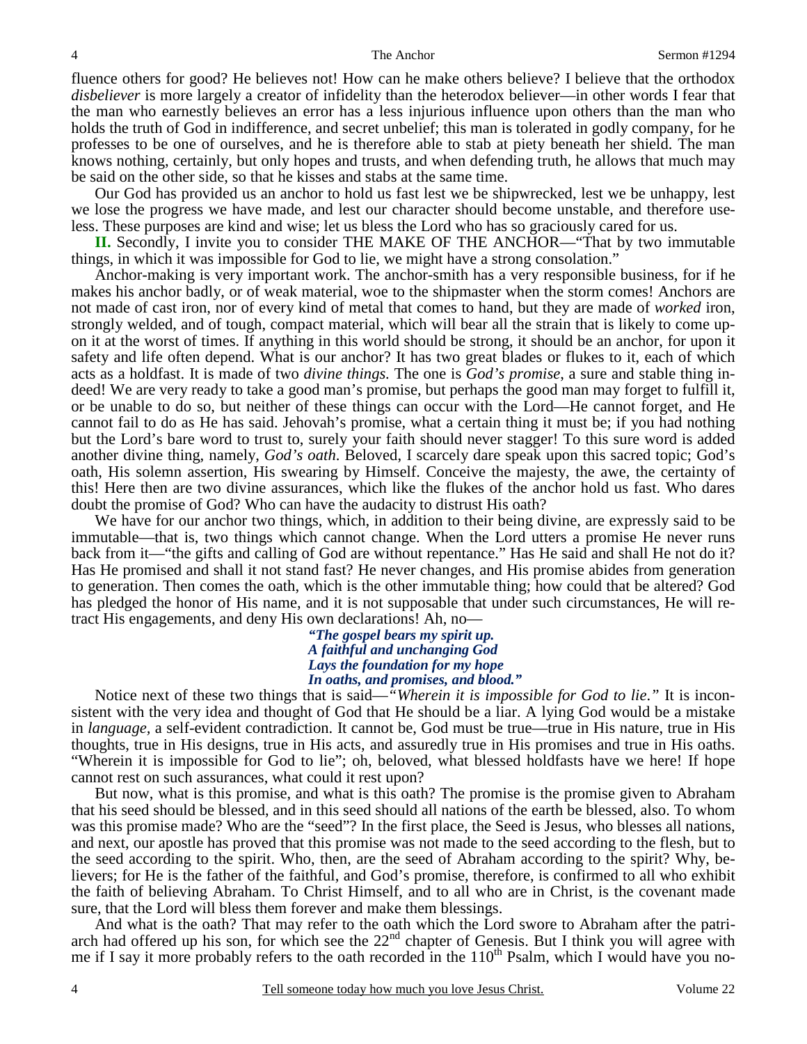fluence others for good? He believes not! How can he make others believe? I believe that the orthodox *disbeliever* is more largely a creator of infidelity than the heterodox believer—in other words I fear that the man who earnestly believes an error has a less injurious influence upon others than the man who holds the truth of God in indifference, and secret unbelief; this man is tolerated in godly company, for he professes to be one of ourselves, and he is therefore able to stab at piety beneath her shield. The man knows nothing, certainly, but only hopes and trusts, and when defending truth, he allows that much may be said on the other side, so that he kisses and stabs at the same time.

Our God has provided us an anchor to hold us fast lest we be shipwrecked, lest we be unhappy, lest we lose the progress we have made, and lest our character should become unstable, and therefore useless. These purposes are kind and wise; let us bless the Lord who has so graciously cared for us.

**II.** Secondly, I invite you to consider THE MAKE OF THE ANCHOR—"That by two immutable things, in which it was impossible for God to lie, we might have a strong consolation."

Anchor-making is very important work. The anchor-smith has a very responsible business, for if he makes his anchor badly, or of weak material, woe to the shipmaster when the storm comes! Anchors are not made of cast iron, nor of every kind of metal that comes to hand, but they are made of *worked* iron, strongly welded, and of tough, compact material, which will bear all the strain that is likely to come upon it at the worst of times. If anything in this world should be strong, it should be an anchor, for upon it safety and life often depend. What is our anchor? It has two great blades or flukes to it, each of which acts as a holdfast. It is made of two *divine things*. The one is *God's promise*, a sure and stable thing indeed! We are very ready to take a good man's promise, but perhaps the good man may forget to fulfill it, or be unable to do so, but neither of these things can occur with the Lord—He cannot forget, and He cannot fail to do as He has said. Jehovah's promise, what a certain thing it must be; if you had nothing but the Lord's bare word to trust to, surely your faith should never stagger! To this sure word is added another divine thing, namely, *God's oath*. Beloved, I scarcely dare speak upon this sacred topic; God's oath, His solemn assertion, His swearing by Himself. Conceive the majesty, the awe, the certainty of this! Here then are two divine assurances, which like the flukes of the anchor hold us fast. Who dares doubt the promise of God? Who can have the audacity to distrust His oath?

We have for our anchor two things, which, in addition to their being divine, are expressly said to be immutable—that is, two things which cannot change. When the Lord utters a promise He never runs back from it—"the gifts and calling of God are without repentance." Has He said and shall He not do it? Has He promised and shall it not stand fast? He never changes, and His promise abides from generation to generation. Then comes the oath, which is the other immutable thing; how could that be altered? God has pledged the honor of His name, and it is not supposable that under such circumstances, He will retract His engagements, and deny His own declarations! Ah, no—

> ***"The gospel bears my spirit up.***
> ***A faithful and unchanging God***
> ***Lays the foundation for my hope***
> ***In oaths, and promises, and blood."***

Notice next of these two things that is said—*"Wherein it is impossible for God to lie."* It is inconsistent with the very idea and thought of God that He should be a liar. A lying God would be a mistake in *language*, a self-evident contradiction. It cannot be, God must be true—true in His nature, true in His thoughts, true in His designs, true in His acts, and assuredly true in His promises and true in His oaths. "Wherein it is impossible for God to lie"; oh, beloved, what blessed holdfasts have we here! If hope cannot rest on such assurances, what could it rest upon?

But now, what is this promise, and what is this oath? The promise is the promise given to Abraham that his seed should be blessed, and in this seed should all nations of the earth be blessed, also. To whom was this promise made? Who are the "seed"? In the first place, the Seed is Jesus, who blesses all nations, and next, our apostle has proved that this promise was not made to the seed according to the flesh, but to the seed according to the spirit. Who, then, are the seed of Abraham according to the spirit? Why, believers; for He is the father of the faithful, and God's promise, therefore, is confirmed to all who exhibit the faith of believing Abraham. To Christ Himself, and to all who are in Christ, is the covenant made sure, that the Lord will bless them forever and make them blessings.

And what is the oath? That may refer to the oath which the Lord swore to Abraham after the patriarch had offered up his son, for which see the 22nd chapter of Genesis. But I think you will agree with me if I say it more probably refers to the oath recorded in the 110th Psalm, which I would have you no-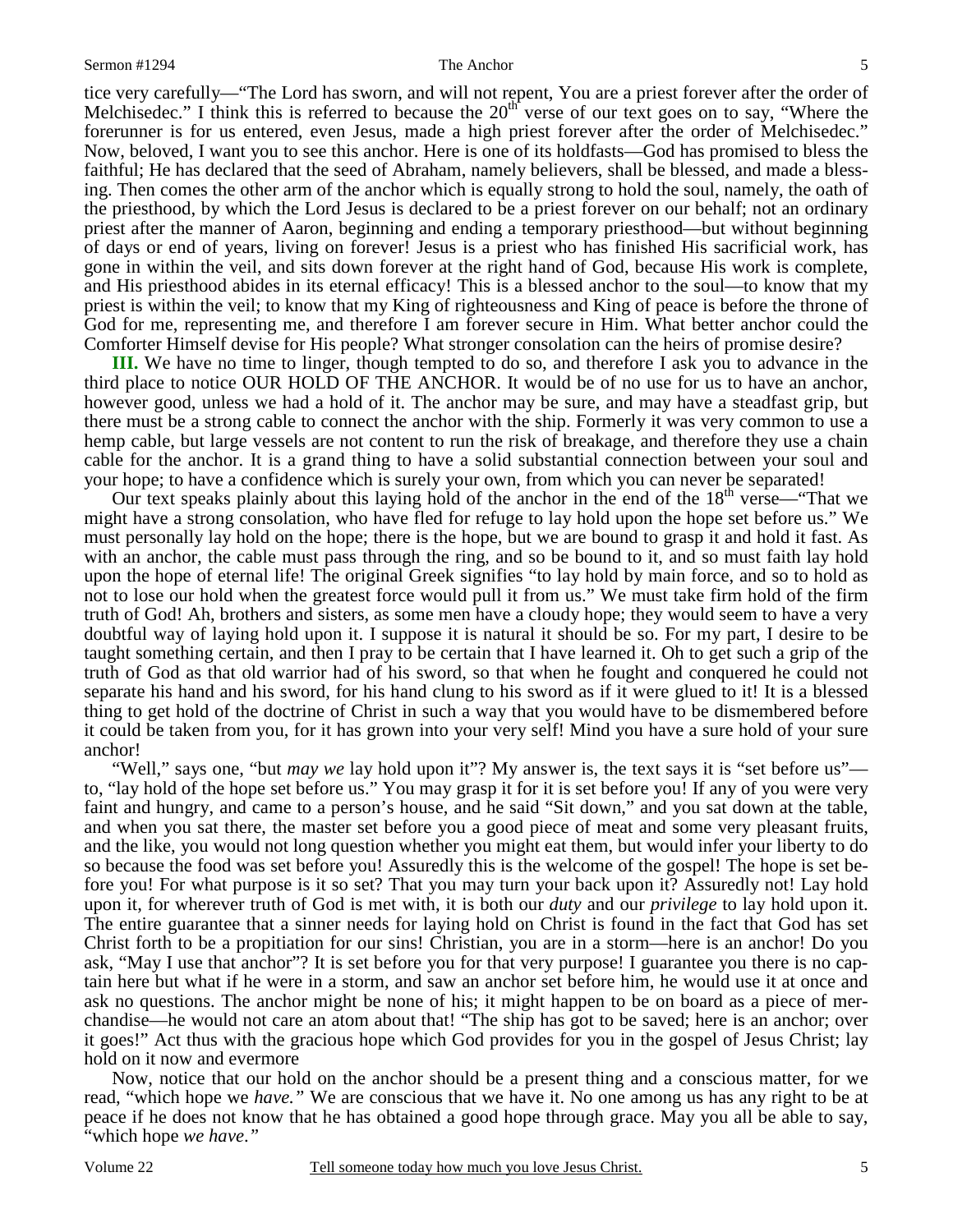tice very carefully—"The Lord has sworn, and will not repent, You are a priest forever after the order of Melchisedec." I think this is referred to because the 20th verse of our text goes on to say, "Where the forerunner is for us entered, even Jesus, made a high priest forever after the order of Melchisedec." Now, beloved, I want you to see this anchor. Here is one of its holdfasts—God has promised to bless the faithful; He has declared that the seed of Abraham, namely believers, shall be blessed, and made a blessing. Then comes the other arm of the anchor which is equally strong to hold the soul, namely, the oath of the priesthood, by which the Lord Jesus is declared to be a priest forever on our behalf; not an ordinary priest after the manner of Aaron, beginning and ending a temporary priesthood—but without beginning of days or end of years, living on forever! Jesus is a priest who has finished His sacrificial work, has gone in within the veil, and sits down forever at the right hand of God, because His work is complete, and His priesthood abides in its eternal efficacy! This is a blessed anchor to the soul—to know that my priest is within the veil; to know that my King of righteousness and King of peace is before the throne of God for me, representing me, and therefore I am forever secure in Him. What better anchor could the Comforter Himself devise for His people? What stronger consolation can the heirs of promise desire?

**III.** We have no time to linger, though tempted to do so, and therefore I ask you to advance in the third place to notice OUR HOLD OF THE ANCHOR. It would be of no use for us to have an anchor, however good, unless we had a hold of it. The anchor may be sure, and may have a steadfast grip, but there must be a strong cable to connect the anchor with the ship. Formerly it was very common to use a hemp cable, but large vessels are not content to run the risk of breakage, and therefore they use a chain cable for the anchor. It is a grand thing to have a solid substantial connection between your soul and your hope; to have a confidence which is surely your own, from which you can never be separated!

Our text speaks plainly about this laying hold of the anchor in the end of the 18th verse—"That we might have a strong consolation, who have fled for refuge to lay hold upon the hope set before us." We must personally lay hold on the hope; there is the hope, but we are bound to grasp it and hold it fast. As with an anchor, the cable must pass through the ring, and so be bound to it, and so must faith lay hold upon the hope of eternal life! The original Greek signifies "to lay hold by main force, and so to hold as not to lose our hold when the greatest force would pull it from us." We must take firm hold of the firm truth of God! Ah, brothers and sisters, as some men have a cloudy hope; they would seem to have a very doubtful way of laying hold upon it. I suppose it is natural it should be so. For my part, I desire to be taught something certain, and then I pray to be certain that I have learned it. Oh to get such a grip of the truth of God as that old warrior had of his sword, so that when he fought and conquered he could not separate his hand and his sword, for his hand clung to his sword as if it were glued to it! It is a blessed thing to get hold of the doctrine of Christ in such a way that you would have to be dismembered before it could be taken from you, for it has grown into your very self! Mind you have a sure hold of your sure anchor!

"Well," says one, "but *may we* lay hold upon it"? My answer is, the text says it is "set before us"—to, "lay hold of the hope set before us." You may grasp it for it is set before you! If any of you were very faint and hungry, and came to a person's house, and he said "Sit down," and you sat down at the table, and when you sat there, the master set before you a good piece of meat and some very pleasant fruits, and the like, you would not long question whether you might eat them, but would infer your liberty to do so because the food was set before you! Assuredly this is the welcome of the gospel! The hope is set before you! For what purpose is it so set? That you may turn your back upon it? Assuredly not! Lay hold upon it, for wherever truth of God is met with, it is both our *duty* and our *privilege* to lay hold upon it. The entire guarantee that a sinner needs for laying hold on Christ is found in the fact that God has set Christ forth to be a propitiation for our sins! Christian, you are in a storm—here is an anchor! Do you ask, "May I use that anchor"? It is set before you for that very purpose! I guarantee you there is no captain here but what if he were in a storm, and saw an anchor set before him, he would use it at once and ask no questions. The anchor might be none of his; it might happen to be on board as a piece of merchandise—he would not care an atom about that! "The ship has got to be saved; here is an anchor; over it goes!" Act thus with the gracious hope which God provides for you in the gospel of Jesus Christ; lay hold on it now and evermore

Now, notice that our hold on the anchor should be a present thing and a conscious matter, for we read, "which hope we *have."* We are conscious that we have it. No one among us has any right to be at peace if he does not know that he has obtained a good hope through grace. May you all be able to say, "which hope *we have."*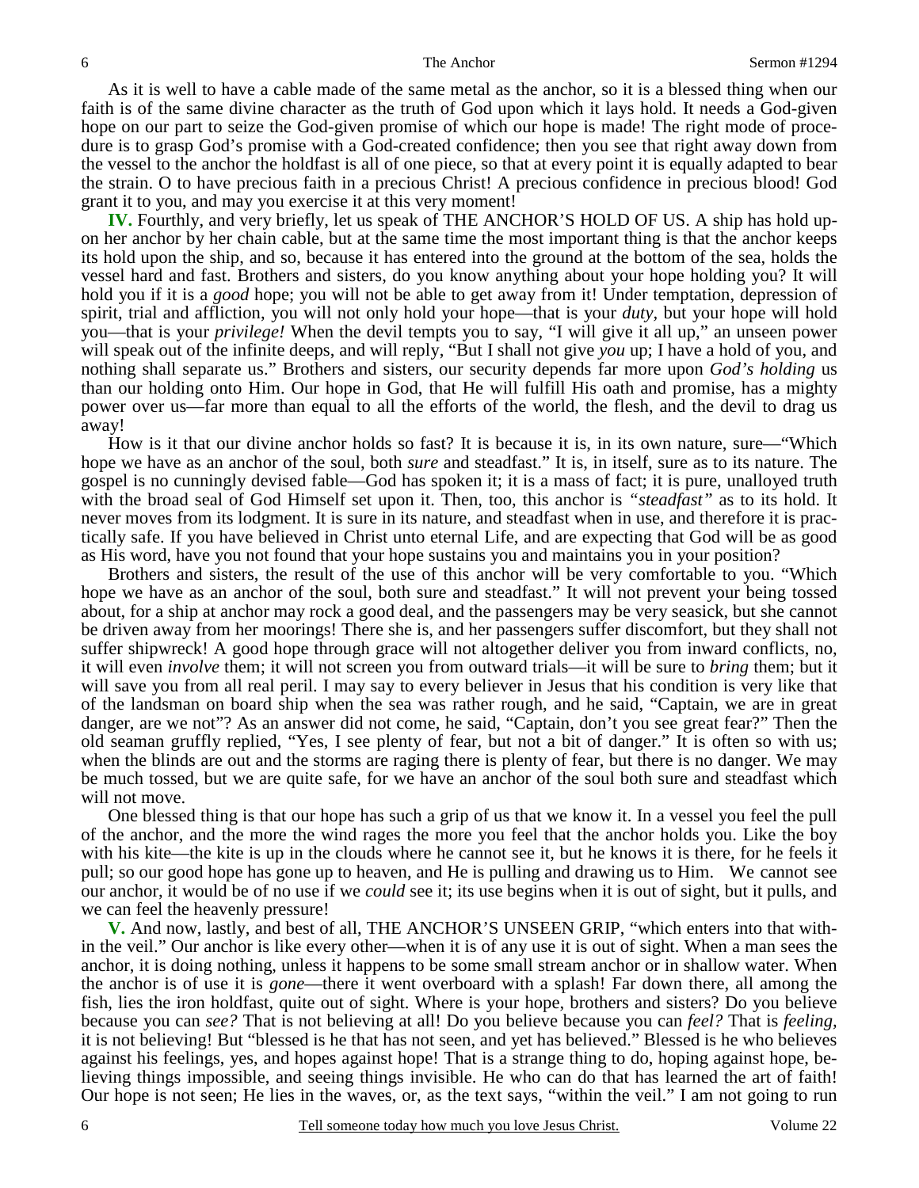As it is well to have a cable made of the same metal as the anchor, so it is a blessed thing when our faith is of the same divine character as the truth of God upon which it lays hold. It needs a God-given hope on our part to seize the God-given promise of which our hope is made! The right mode of procedure is to grasp God's promise with a God-created confidence; then you see that right away down from the vessel to the anchor the holdfast is all of one piece, so that at every point it is equally adapted to bear the strain. O to have precious faith in a precious Christ! A precious confidence in precious blood! God grant it to you, and may you exercise it at this very moment!

**IV.** Fourthly, and very briefly, let us speak of THE ANCHOR'S HOLD OF US. A ship has hold upon her anchor by her chain cable, but at the same time the most important thing is that the anchor keeps its hold upon the ship, and so, because it has entered into the ground at the bottom of the sea, holds the vessel hard and fast. Brothers and sisters, do you know anything about your hope holding you? It will hold you if it is a *good* hope; you will not be able to get away from it! Under temptation, depression of spirit, trial and affliction, you will not only hold your hope—that is your *duty,* but your hope will hold you—that is your *privilege!* When the devil tempts you to say, "I will give it all up," an unseen power will speak out of the infinite deeps, and will reply, "But I shall not give *you* up; I have a hold of you, and nothing shall separate us." Brothers and sisters, our security depends far more upon *God's holding* us than our holding onto Him. Our hope in God, that He will fulfill His oath and promise, has a mighty power over us—far more than equal to all the efforts of the world, the flesh, and the devil to drag us away!

How is it that our divine anchor holds so fast? It is because it is, in its own nature, sure—"Which hope we have as an anchor of the soul, both *sure* and steadfast." It is, in itself, sure as to its nature. The gospel is no cunningly devised fable—God has spoken it; it is a mass of fact; it is pure, unalloyed truth with the broad seal of God Himself set upon it. Then, too, this anchor is *"steadfast"* as to its hold. It never moves from its lodgment. It is sure in its nature, and steadfast when in use, and therefore it is practically safe. If you have believed in Christ unto eternal Life, and are expecting that God will be as good as His word, have you not found that your hope sustains you and maintains you in your position?

Brothers and sisters, the result of the use of this anchor will be very comfortable to you. "Which hope we have as an anchor of the soul, both sure and steadfast." It will not prevent your being tossed about, for a ship at anchor may rock a good deal, and the passengers may be very seasick, but she cannot be driven away from her moorings! There she is, and her passengers suffer discomfort, but they shall not suffer shipwreck! A good hope through grace will not altogether deliver you from inward conflicts, no, it will even *involve* them; it will not screen you from outward trials—it will be sure to *bring* them; but it will save you from all real peril. I may say to every believer in Jesus that his condition is very like that of the landsman on board ship when the sea was rather rough, and he said, "Captain, we are in great danger, are we not"? As an answer did not come, he said, "Captain, don't you see great fear?" Then the old seaman gruffly replied, "Yes, I see plenty of fear, but not a bit of danger." It is often so with us; when the blinds are out and the storms are raging there is plenty of fear, but there is no danger. We may be much tossed, but we are quite safe, for we have an anchor of the soul both sure and steadfast which will not move.

One blessed thing is that our hope has such a grip of us that we know it. In a vessel you feel the pull of the anchor, and the more the wind rages the more you feel that the anchor holds you. Like the boy with his kite—the kite is up in the clouds where he cannot see it, but he knows it is there, for he feels it pull; so our good hope has gone up to heaven, and He is pulling and drawing us to Him. We cannot see our anchor, it would be of no use if we *could* see it; its use begins when it is out of sight, but it pulls, and we can feel the heavenly pressure!

**V.** And now, lastly, and best of all, THE ANCHOR'S UNSEEN GRIP, "which enters into that within the veil." Our anchor is like every other—when it is of any use it is out of sight. When a man sees the anchor, it is doing nothing, unless it happens to be some small stream anchor or in shallow water. When the anchor is of use it is *gone*—there it went overboard with a splash! Far down there, all among the fish, lies the iron holdfast, quite out of sight. Where is your hope, brothers and sisters? Do you believe because you can *see?* That is not believing at all! Do you believe because you can *feel?* That is *feeling,* it is not believing! But "blessed is he that has not seen, and yet has believed." Blessed is he who believes against his feelings, yes, and hopes against hope! That is a strange thing to do, hoping against hope, believing things impossible, and seeing things invisible. He who can do that has learned the art of faith! Our hope is not seen; He lies in the waves, or, as the text says, "within the veil." I am not going to run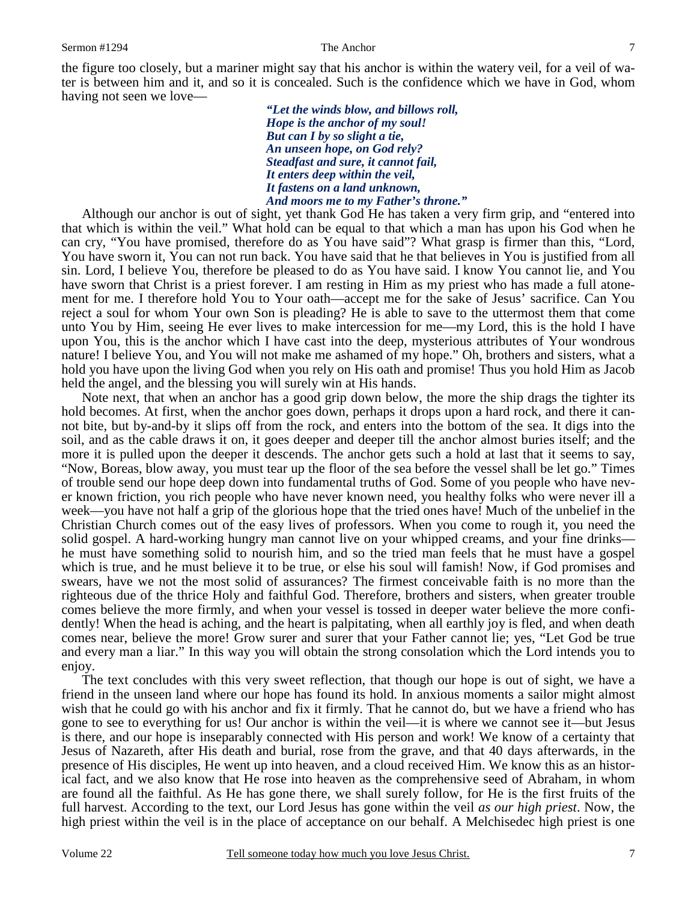the figure too closely, but a mariner might say that his anchor is within the watery veil, for a veil of water is between him and it, and so it is concealed. Such is the confidence which we have in God, whom having not seen we love—

> ***"Let the winds blow, and billows roll,***
> ***Hope is the anchor of my soul!***
> ***But can I by so slight a tie,***
> ***An unseen hope, on God rely?***
> ***Steadfast and sure, it cannot fail,***
> ***It enters deep within the veil,***
> ***It fastens on a land unknown,***
> ***And moors me to my Father's throne."***

Although our anchor is out of sight, yet thank God He has taken a very firm grip, and "entered into that which is within the veil." What hold can be equal to that which a man has upon his God when he can cry, "You have promised, therefore do as You have said"? What grasp is firmer than this, "Lord, You have sworn it, You can not run back. You have said that he that believes in You is justified from all sin. Lord, I believe You, therefore be pleased to do as You have said. I know You cannot lie, and You have sworn that Christ is a priest forever. I am resting in Him as my priest who has made a full atonement for me. I therefore hold You to Your oath—accept me for the sake of Jesus' sacrifice. Can You reject a soul for whom Your own Son is pleading? He is able to save to the uttermost them that come unto You by Him, seeing He ever lives to make intercession for me—my Lord, this is the hold I have upon You, this is the anchor which I have cast into the deep, mysterious attributes of Your wondrous nature! I believe You, and You will not make me ashamed of my hope." Oh, brothers and sisters, what a hold you have upon the living God when you rely on His oath and promise! Thus you hold Him as Jacob held the angel, and the blessing you will surely win at His hands.

Note next, that when an anchor has a good grip down below, the more the ship drags the tighter its hold becomes. At first, when the anchor goes down, perhaps it drops upon a hard rock, and there it cannot bite, but by-and-by it slips off from the rock, and enters into the bottom of the sea. It digs into the soil, and as the cable draws it on, it goes deeper and deeper till the anchor almost buries itself; and the more it is pulled upon the deeper it descends. The anchor gets such a hold at last that it seems to say, "Now, Boreas, blow away, you must tear up the floor of the sea before the vessel shall be let go." Times of trouble send our hope deep down into fundamental truths of God. Some of you people who have never known friction, you rich people who have never known need, you healthy folks who were never ill a week—you have not half a grip of the glorious hope that the tried ones have! Much of the unbelief in the Christian Church comes out of the easy lives of professors. When you come to rough it, you need the solid gospel. A hard-working hungry man cannot live on your whipped creams, and your fine drinks—he must have something solid to nourish him, and so the tried man feels that he must have a gospel which is true, and he must believe it to be true, or else his soul will famish! Now, if God promises and swears, have we not the most solid of assurances? The firmest conceivable faith is no more than the righteous due of the thrice Holy and faithful God. Therefore, brothers and sisters, when greater trouble comes believe the more firmly, and when your vessel is tossed in deeper water believe the more confidently! When the head is aching, and the heart is palpitating, when all earthly joy is fled, and when death comes near, believe the more! Grow surer and surer that your Father cannot lie; yes, "Let God be true and every man a liar." In this way you will obtain the strong consolation which the Lord intends you to enjoy.

The text concludes with this very sweet reflection, that though our hope is out of sight, we have a friend in the unseen land where our hope has found its hold. In anxious moments a sailor might almost wish that he could go with his anchor and fix it firmly. That he cannot do, but we have a friend who has gone to see to everything for us! Our anchor is within the veil—it is where we cannot see it—but Jesus is there, and our hope is inseparably connected with His person and work! We know of a certainty that Jesus of Nazareth, after His death and burial, rose from the grave, and that 40 days afterwards, in the presence of His disciples, He went up into heaven, and a cloud received Him. We know this as an historical fact, and we also know that He rose into heaven as the comprehensive seed of Abraham, in whom are found all the faithful. As He has gone there, we shall surely follow, for He is the first fruits of the full harvest. According to the text, our Lord Jesus has gone within the veil *as our high priest*. Now, the high priest within the veil is in the place of acceptance on our behalf. A Melchisedec high priest is one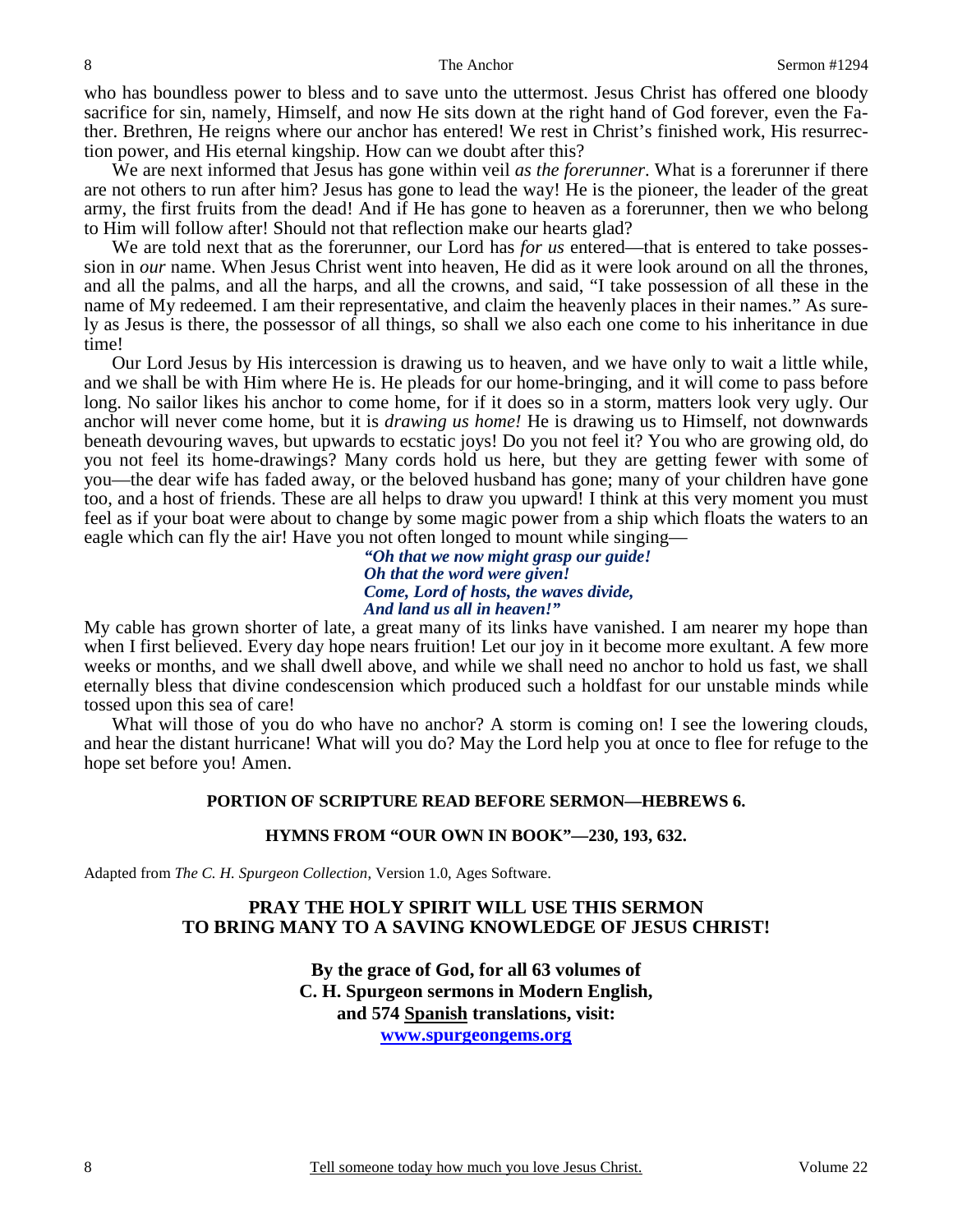who has boundless power to bless and to save unto the uttermost. Jesus Christ has offered one bloody sacrifice for sin, namely, Himself, and now He sits down at the right hand of God forever, even the Father. Brethren, He reigns where our anchor has entered! We rest in Christ's finished work, His resurrection power, and His eternal kingship. How can we doubt after this?

We are next informed that Jesus has gone within veil *as the forerunner*. What is a forerunner if there are not others to run after him? Jesus has gone to lead the way! He is the pioneer, the leader of the great army, the first fruits from the dead! And if He has gone to heaven as a forerunner, then we who belong to Him will follow after! Should not that reflection make our hearts glad?

We are told next that as the forerunner, our Lord has *for us* entered—that is entered to take possession in *our* name. When Jesus Christ went into heaven, He did as it were look around on all the thrones, and all the palms, and all the harps, and all the crowns, and said, "I take possession of all these in the name of My redeemed. I am their representative, and claim the heavenly places in their names." As surely as Jesus is there, the possessor of all things, so shall we also each one come to his inheritance in due time!

Our Lord Jesus by His intercession is drawing us to heaven, and we have only to wait a little while, and we shall be with Him where He is. He pleads for our home-bringing, and it will come to pass before long. No sailor likes his anchor to come home, for if it does so in a storm, matters look very ugly. Our anchor will never come home, but it is *drawing us home!* He is drawing us to Himself, not downwards beneath devouring waves, but upwards to ecstatic joys! Do you not feel it? You who are growing old, do you not feel its home-drawings? Many cords hold us here, but they are getting fewer with some of you—the dear wife has faded away, or the beloved husband has gone; many of your children have gone too, and a host of friends. These are all helps to draw you upward! I think at this very moment you must feel as if your boat were about to change by some magic power from a ship which floats the waters to an eagle which can fly the air! Have you not often longed to mount while singing—

> ***"Oh that we now might grasp our guide!***
> ***Oh that the word were given!***
> ***Come, Lord of hosts, the waves divide,***
> ***And land us all in heaven!"***

My cable has grown shorter of late, a great many of its links have vanished. I am nearer my hope than when I first believed. Every day hope nears fruition! Let our joy in it become more exultant. A few more weeks or months, and we shall dwell above, and while we shall need no anchor to hold us fast, we shall eternally bless that divine condescension which produced such a holdfast for our unstable minds while tossed upon this sea of care!

What will those of you do who have no anchor? A storm is coming on! I see the lowering clouds, and hear the distant hurricane! What will you do? May the Lord help you at once to flee for refuge to the hope set before you! Amen.

**PORTION OF SCRIPTURE READ BEFORE SERMON—HEBREWS 6.**

**HYMNS FROM "OUR OWN IN BOOK"—230, 193, 632.**

Adapted from *The C. H. Spurgeon Collection*, Version 1.0, Ages Software.

**PRAY THE HOLY SPIRIT WILL USE THIS SERMON TO BRING MANY TO A SAVING KNOWLEDGE OF JESUS CHRIST!**

**By the grace of God, for all 63 volumes of C. H. Spurgeon sermons in Modern English, and 574 Spanish translations, visit: www.spurgeongems.org**